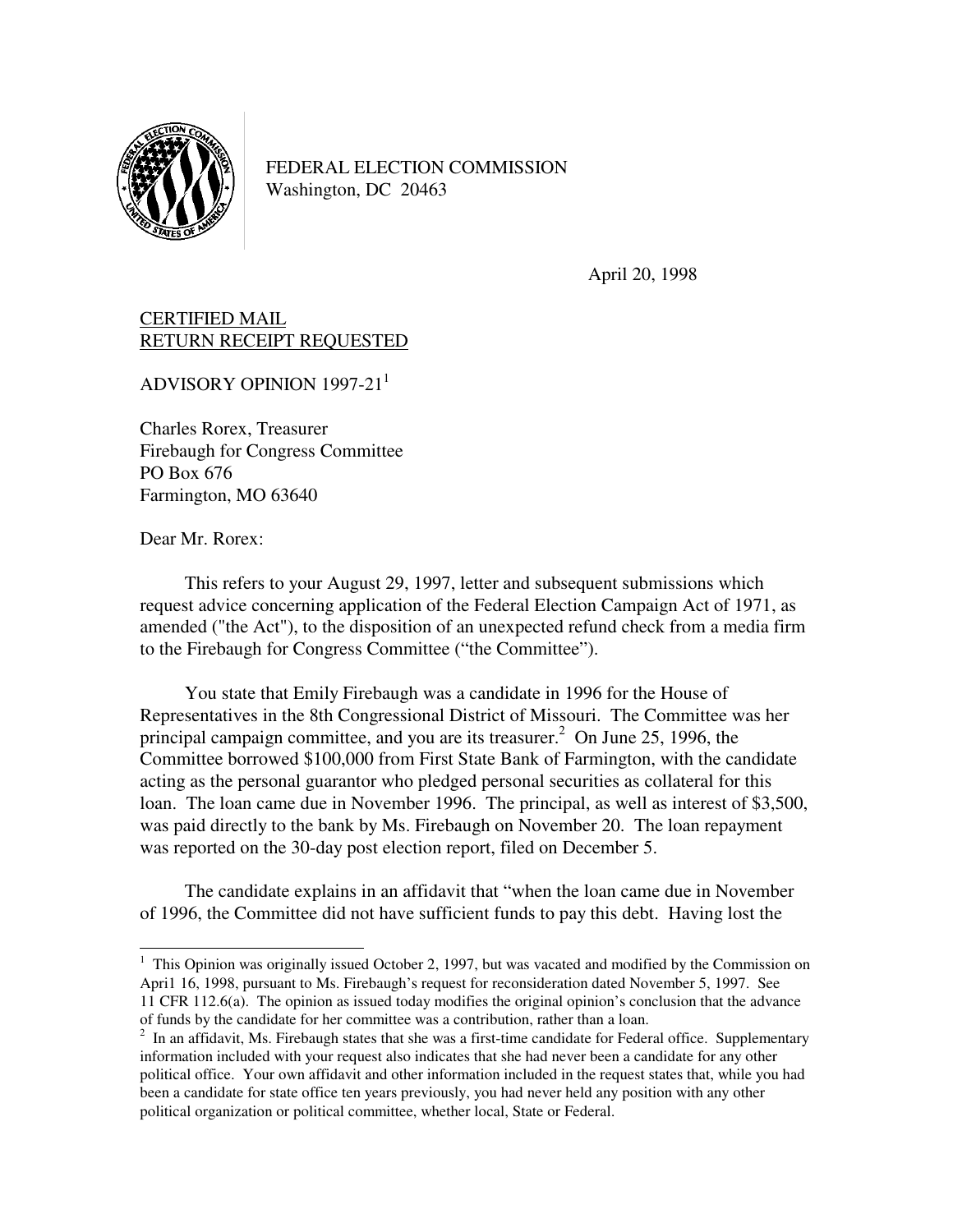FEDERAL ELECTION COMMISSION
Washington, DC 20463

April 20, 1998

CERTIFIED MAIL
RETURN RECEIPT REQUESTED

ADVISORY OPINION 1997-21[1]

Charles Rorex, Treasurer
Firebaugh for Congress Committee
PO Box 676
Farmington, MO 63640

Dear Mr. Rorex:

This refers to your August 29, 1997, letter and subsequent submissions which request advice concerning application of the Federal Election Campaign Act of 1971, as amended ("the Act"), to the disposition of an unexpected refund check from a media firm to the Firebaugh for Congress Committee ("the Committee").

You state that Emily Firebaugh was a candidate in 1996 for the House of Representatives in the 8th Congressional District of Missouri. The Committee was her principal campaign committee, and you are its treasurer.[2] On June 25, 1996, the Committee borrowed $100,000 from First State Bank of Farmington, with the candidate acting as the personal guarantor who pledged personal securities as collateral for this loan. The loan came due in November 1996. The principal, as well as interest of $3,500, was paid directly to the bank by Ms. Firebaugh on November 20. The loan repayment was reported on the 30-day post election report, filed on December 5.

The candidate explains in an affidavit that "when the loan came due in November of 1996, the Committee did not have sufficient funds to pay this debt. Having lost the

---

[1] This Opinion was originally issued October 2, 1997, but was vacated and modified by the Commission on Apri1 16, 1998, pursuant to Ms. Firebaugh's request for reconsideration dated November 5, 1997. See 11 CFR 112.6(a). The opinion as issued today modifies the original opinion's conclusion that the advance of funds by the candidate for her committee was a contribution, rather than a loan.

[2] In an affidavit, Ms. Firebaugh states that she was a first-time candidate for Federal office. Supplementary information included with your request also indicates that she had never been a candidate for any other political office. Your own affidavit and other information included in the request states that, while you had been a candidate for state office ten years previously, you had never held any position with any other political organization or political committee, whether local, State or Federal.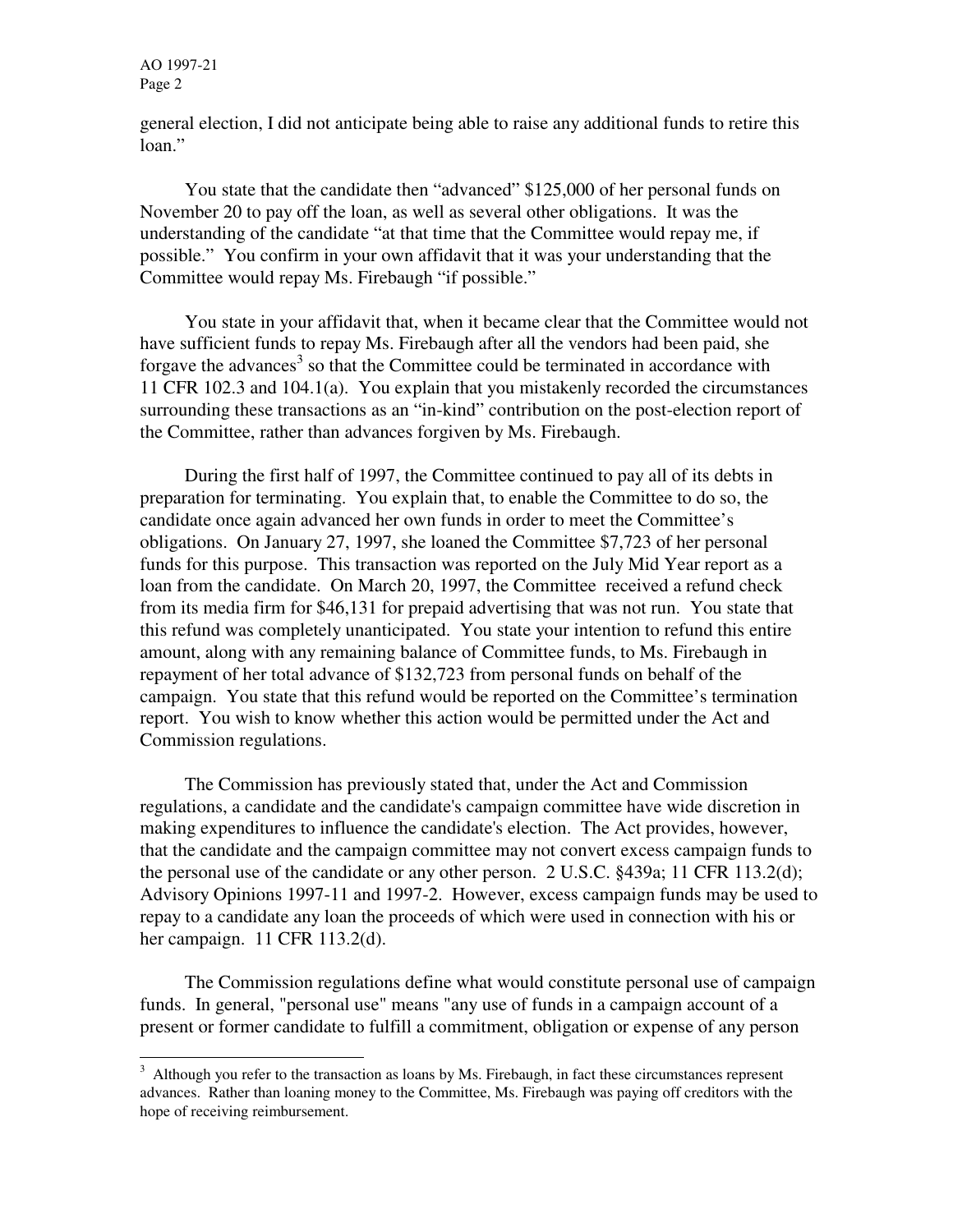general election, I did not anticipate being able to raise any additional funds to retire this loan."

You state that the candidate then "advanced" $125,000 of her personal funds on November 20 to pay off the loan, as well as several other obligations. It was the understanding of the candidate "at that time that the Committee would repay me, if possible." You confirm in your own affidavit that it was your understanding that the Committee would repay Ms. Firebaugh "if possible."

You state in your affidavit that, when it became clear that the Committee would not have sufficient funds to repay Ms. Firebaugh after all the vendors had been paid, she forgave the advances[3] so that the Committee could be terminated in accordance with 11 CFR 102.3 and 104.1(a). You explain that you mistakenly recorded the circumstances surrounding these transactions as an "in-kind" contribution on the post-election report of the Committee, rather than advances forgiven by Ms. Firebaugh.

During the first half of 1997, the Committee continued to pay all of its debts in preparation for terminating. You explain that, to enable the Committee to do so, the candidate once again advanced her own funds in order to meet the Committee's obligations. On January 27, 1997, she loaned the Committee $7,723 of her personal funds for this purpose. This transaction was reported on the July Mid Year report as a loan from the candidate. On March 20, 1997, the Committee received a refund check from its media firm for $46,131 for prepaid advertising that was not run. You state that this refund was completely unanticipated. You state your intention to refund this entire amount, along with any remaining balance of Committee funds, to Ms. Firebaugh in repayment of her total advance of $132,723 from personal funds on behalf of the campaign. You state that this refund would be reported on the Committee's termination report. You wish to know whether this action would be permitted under the Act and Commission regulations.

The Commission has previously stated that, under the Act and Commission regulations, a candidate and the candidate's campaign committee have wide discretion in making expenditures to influence the candidate's election. The Act provides, however, that the candidate and the campaign committee may not convert excess campaign funds to the personal use of the candidate or any other person. 2 U.S.C. §439a; 11 CFR 113.2(d); Advisory Opinions 1997-11 and 1997-2. However, excess campaign funds may be used to repay to a candidate any loan the proceeds of which were used in connection with his or her campaign. 11 CFR 113.2(d).

The Commission regulations define what would constitute personal use of campaign funds. In general, "personal use" means "any use of funds in a campaign account of a present or former candidate to fulfill a commitment, obligation or expense of any person

[3] Although you refer to the transaction as loans by Ms. Firebaugh, in fact these circumstances represent advances. Rather than loaning money to the Committee, Ms. Firebaugh was paying off creditors with the hope of receiving reimbursement.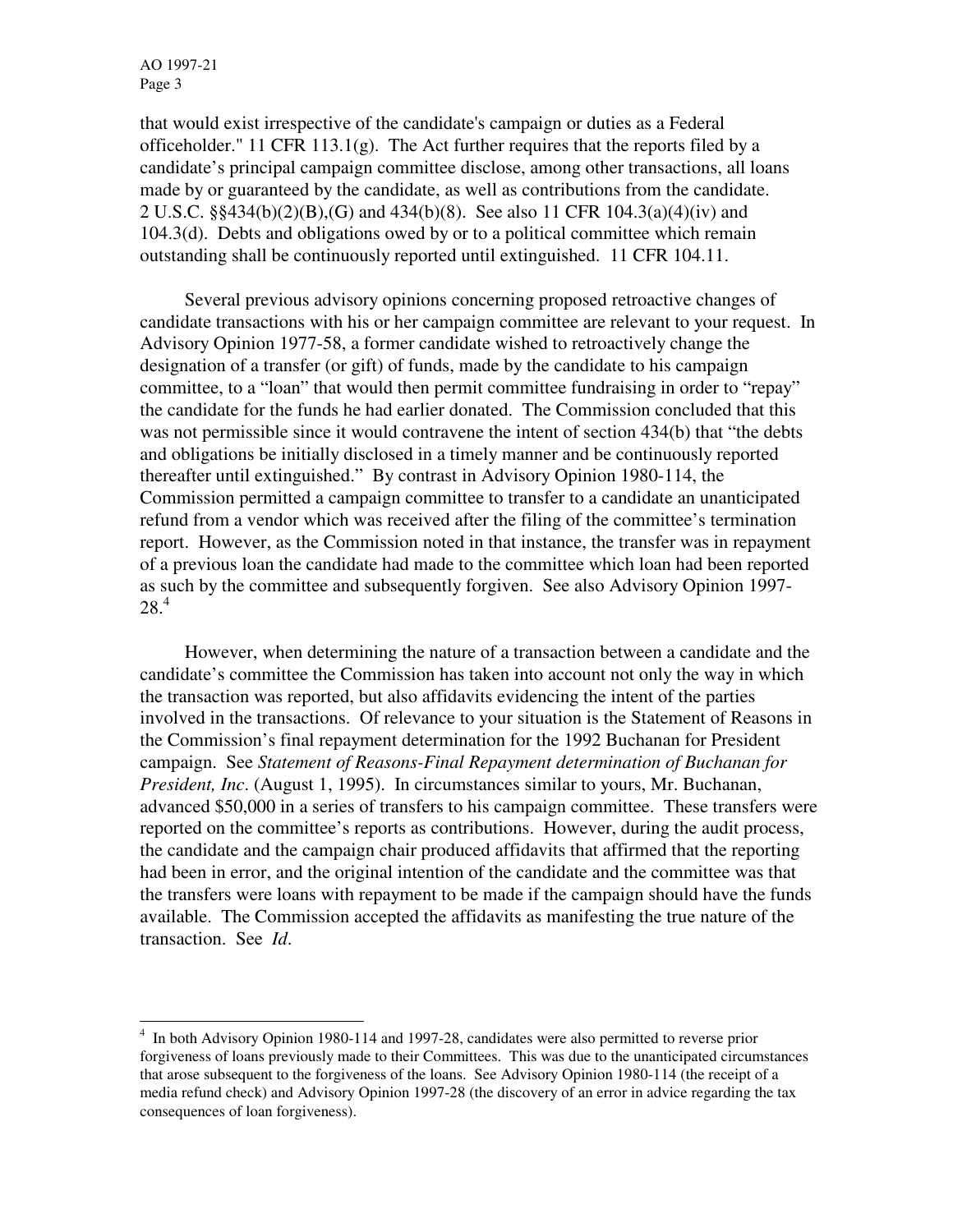that would exist irrespective of the candidate's campaign or duties as a Federal officeholder." 11 CFR 113.1(g). The Act further requires that the reports filed by a candidate's principal campaign committee disclose, among other transactions, all loans made by or guaranteed by the candidate, as well as contributions from the candidate. 2 U.S.C. §§434(b)(2)(B),(G) and 434(b)(8). See also 11 CFR 104.3(a)(4)(iv) and 104.3(d). Debts and obligations owed by or to a political committee which remain outstanding shall be continuously reported until extinguished. 11 CFR 104.11.

Several previous advisory opinions concerning proposed retroactive changes of candidate transactions with his or her campaign committee are relevant to your request. In Advisory Opinion 1977-58, a former candidate wished to retroactively change the designation of a transfer (or gift) of funds, made by the candidate to his campaign committee, to a "loan" that would then permit committee fundraising in order to "repay" the candidate for the funds he had earlier donated. The Commission concluded that this was not permissible since it would contravene the intent of section 434(b) that "the debts and obligations be initially disclosed in a timely manner and be continuously reported thereafter until extinguished." By contrast in Advisory Opinion 1980-114, the Commission permitted a campaign committee to transfer to a candidate an unanticipated refund from a vendor which was received after the filing of the committee's termination report. However, as the Commission noted in that instance, the transfer was in repayment of a previous loan the candidate had made to the committee which loan had been reported as such by the committee and subsequently forgiven. See also Advisory Opinion 1997-28.[4]

However, when determining the nature of a transaction between a candidate and the candidate's committee the Commission has taken into account not only the way in which the transaction was reported, but also affidavits evidencing the intent of the parties involved in the transactions. Of relevance to your situation is the Statement of Reasons in the Commission's final repayment determination for the 1992 Buchanan for President campaign. See *Statement of Reasons-Final Repayment determination of Buchanan for President, Inc*. (August 1, 1995). In circumstances similar to yours, Mr. Buchanan, advanced $50,000 in a series of transfers to his campaign committee. These transfers were reported on the committee's reports as contributions. However, during the audit process, the candidate and the campaign chair produced affidavits that affirmed that the reporting had been in error, and the original intention of the candidate and the committee was that the transfers were loans with repayment to be made if the campaign should have the funds available. The Commission accepted the affidavits as manifesting the true nature of the transaction. See *Id*.

---

[4] In both Advisory Opinion 1980-114 and 1997-28, candidates were also permitted to reverse prior forgiveness of loans previously made to their Committees. This was due to the unanticipated circumstances that arose subsequent to the forgiveness of the loans. See Advisory Opinion 1980-114 (the receipt of a media refund check) and Advisory Opinion 1997-28 (the discovery of an error in advice regarding the tax consequences of loan forgiveness).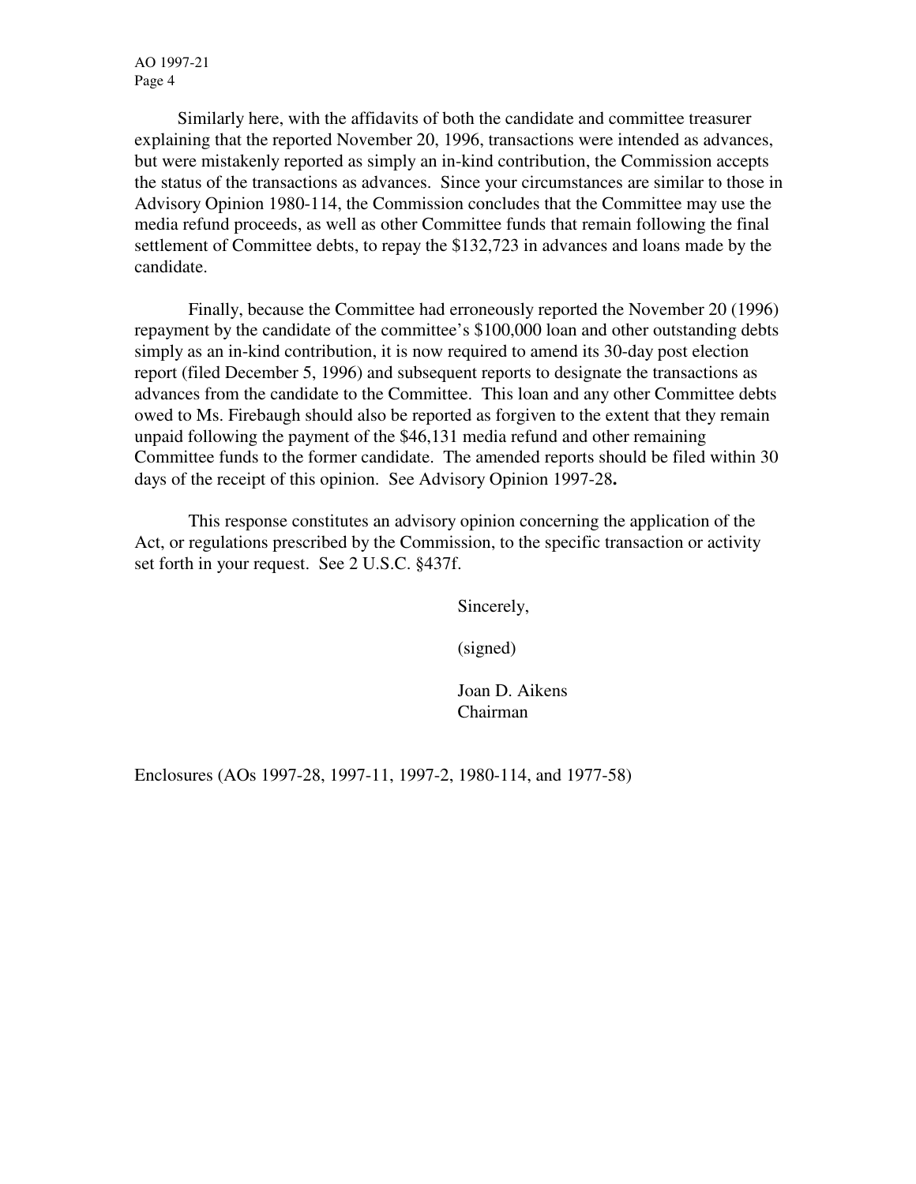Similarly here, with the affidavits of both the candidate and committee treasurer explaining that the reported November 20, 1996, transactions were intended as advances, but were mistakenly reported as simply an in-kind contribution, the Commission accepts the status of the transactions as advances. Since your circumstances are similar to those in Advisory Opinion 1980-114, the Commission concludes that the Committee may use the media refund proceeds, as well as other Committee funds that remain following the final settlement of Committee debts, to repay the $132,723 in advances and loans made by the candidate.

Finally, because the Committee had erroneously reported the November 20 (1996) repayment by the candidate of the committee's $100,000 loan and other outstanding debts simply as an in-kind contribution, it is now required to amend its 30-day post election report (filed December 5, 1996) and subsequent reports to designate the transactions as advances from the candidate to the Committee. This loan and any other Committee debts owed to Ms. Firebaugh should also be reported as forgiven to the extent that they remain unpaid following the payment of the $46,131 media refund and other remaining Committee funds to the former candidate. The amended reports should be filed within 30 days of the receipt of this opinion. See Advisory Opinion 1997-28**.**

This response constitutes an advisory opinion concerning the application of the Act, or regulations prescribed by the Commission, to the specific transaction or activity set forth in your request. See 2 U.S.C. §437f.

Sincerely,

(signed)

Joan D. Aikens
Chairman

Enclosures (AOs 1997-28, 1997-11, 1997-2, 1980-114, and 1977-58)